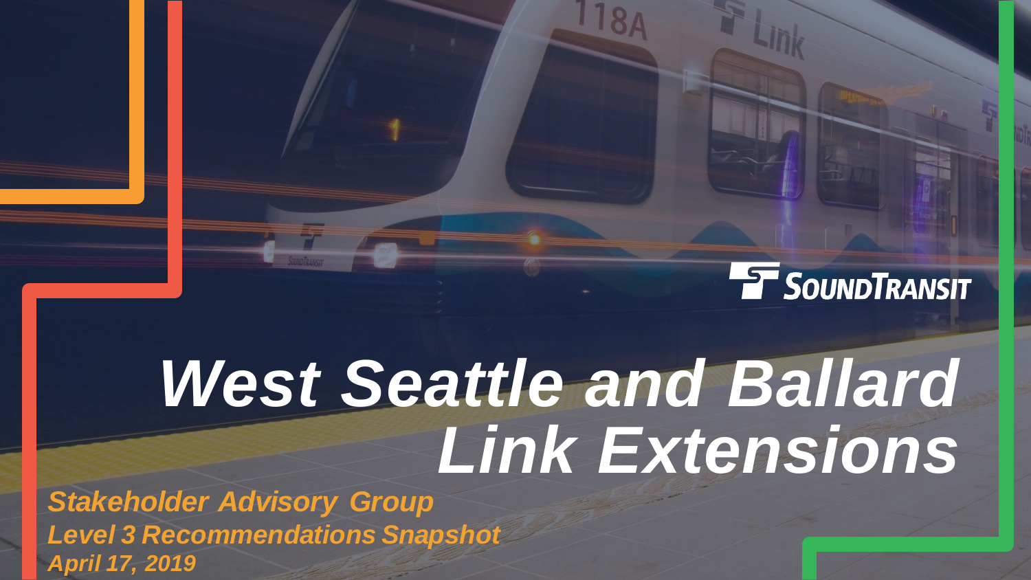# West Seattle and Ballard Link Extensions

*Stakeholder Advisory Group*

*Level 3 Recommendations Snapshot*

*April 17, 2019*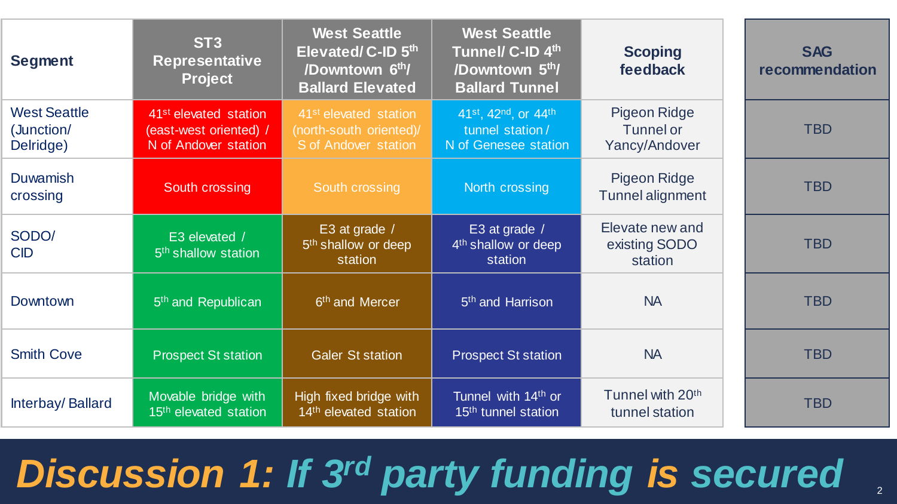| Segment | ST3 Representative Project | West Seattle Elevated/ C-ID 5th /Downtown 6th/ Ballard Elevated | West Seattle Tunnel/ C-ID 4th /Downtown 5th/ Ballard Tunnel | Scoping feedback | SAG recommendation |
|---|---|---|---|---|---|
| West Seattle (Junction/ Delridge) | 41st elevated station (east-west oriented) / N of Andover station | 41st elevated station (north-south oriented)/ S of Andover station | 41st, 42nd, or 44th tunnel station / N of Genesee station | Pigeon Ridge Tunnel or Yancy/Andover | TBD |
| Duwamish crossing | South crossing | South crossing | North crossing | Pigeon Ridge Tunnel alignment | TBD |
| SODO/ CID | E3 elevated / 5th shallow station | E3 at grade / 5th shallow or deep station | E3 at grade / 4th shallow or deep station | Elevate new and existing SODO station | TBD |
| Downtown | 5th and Republican | 6th and Mercer | 5th and Harrison | NA | TBD |
| Smith Cove | Prospect St station | Galer St station | Prospect St station | NA | TBD |
| Interbay/ Ballard | Movable bridge with 15th elevated station | High fixed bridge with 14th elevated station | Tunnel with 14th or 15th tunnel station | Tunnel with 20th tunnel station | TBD |

# *Discussion 1: If 3rd party funding is secured*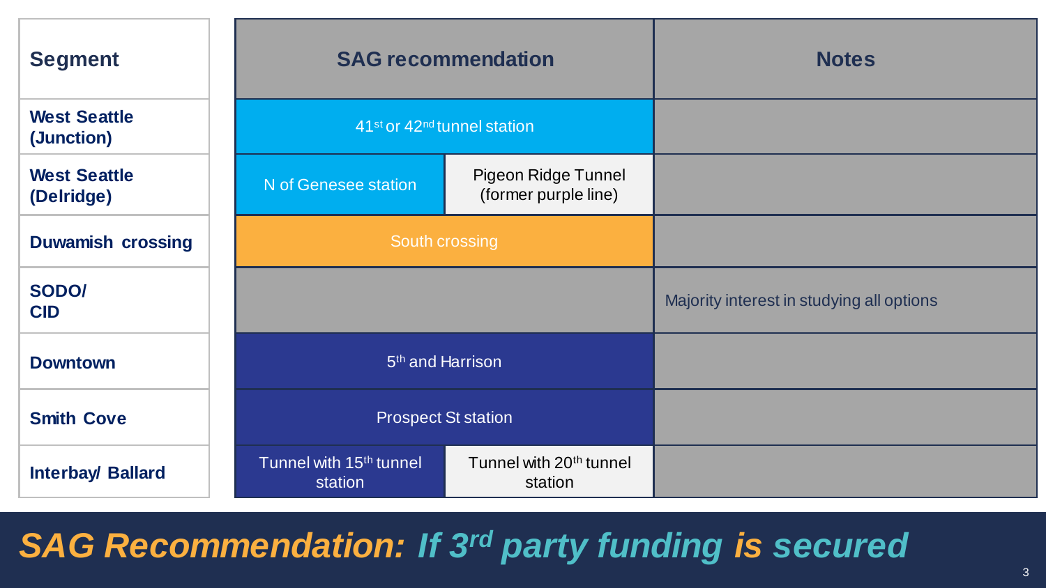| Segment | SAG recommendation | | Notes |
|---|---|---|---|
| West Seattle (Junction) | 41st or 42nd tunnel station | | |
| West Seattle (Delridge) | N of Genesee station | Pigeon Ridge Tunnel (former purple line) | |
| Duwamish crossing | South crossing | | |
| SODO/ CID | | | Majority interest in studying all options |
| Downtown | 5th and Harrison | | |
| Smith Cove | Prospect St station | | |
| Interbay/ Ballard | Tunnel with 15th tunnel station | Tunnel with 20th tunnel station | |

# *SAG Recommendation: If 3rd party funding is secured*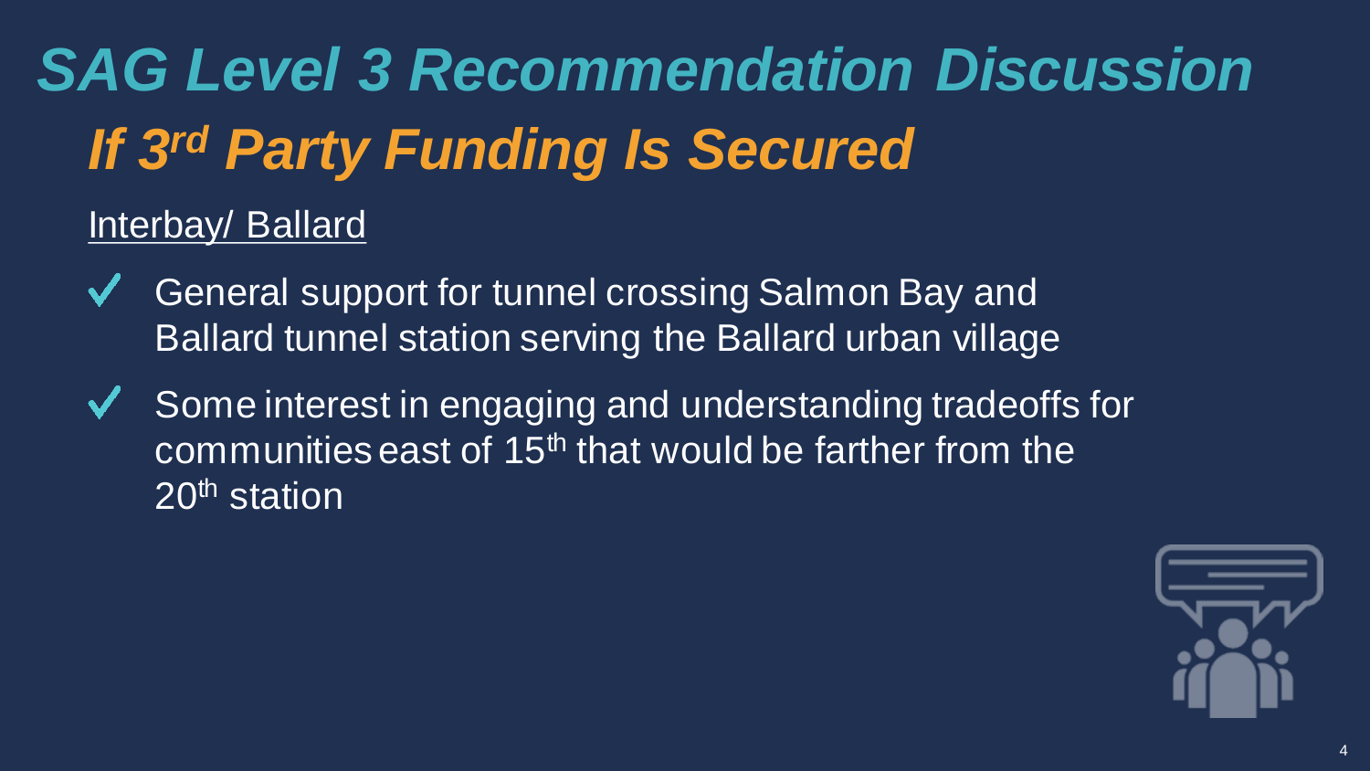# SAG Level 3 Recommendation Discussion

## If 3rd Party Funding Is Secured

Interbay/ Ballard

- ✓ General support for tunnel crossing Salmon Bay and Ballard tunnel station serving the Ballard urban village
- ✓ Some interest in engaging and understanding tradeoffs for communities east of 15th that would be farther from the 20th station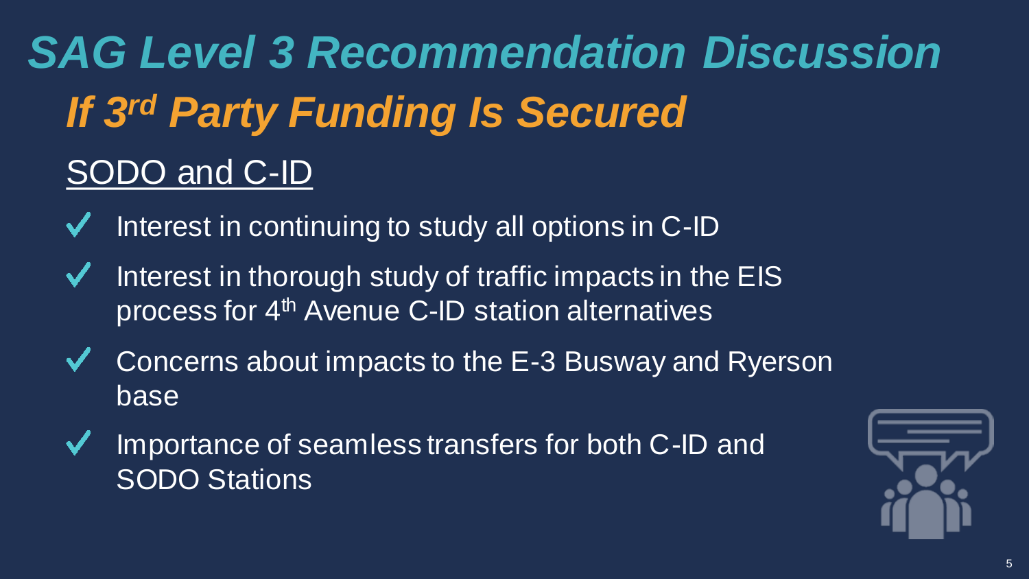# *SAG Level 3 Recommendation Discussion*

## *If 3rd Party Funding Is Secured*

### SODO and C-ID

- ✓ Interest in continuing to study all options in C-ID
- ✓ Interest in thorough study of traffic impacts in the EIS process for 4th Avenue C-ID station alternatives
- ✓ Concerns about impacts to the E-3 Busway and Ryerson base
- ✓ Importance of seamless transfers for both C-ID and SODO Stations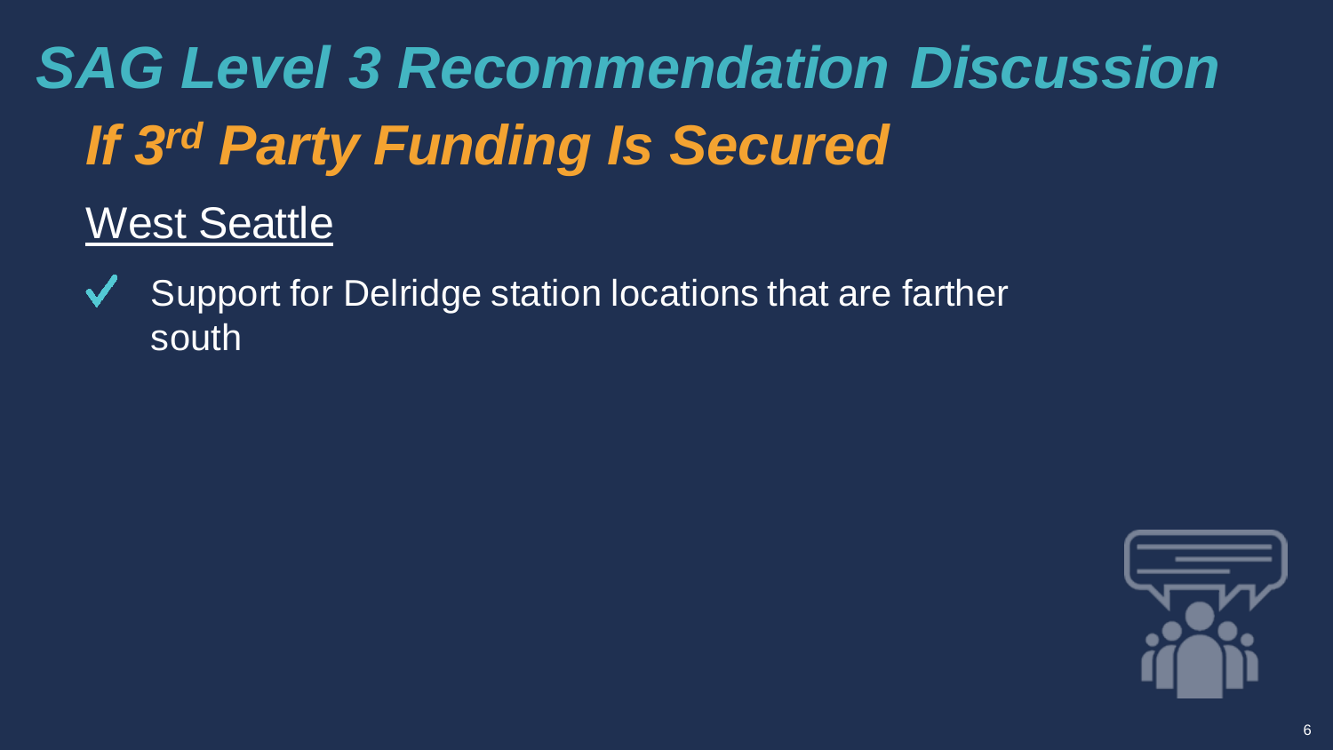# *SAG Level 3 Recommendation Discussion*

## *If 3rd Party Funding Is Secured*

### West Seattle

- ✓ Support for Delridge station locations that are farther south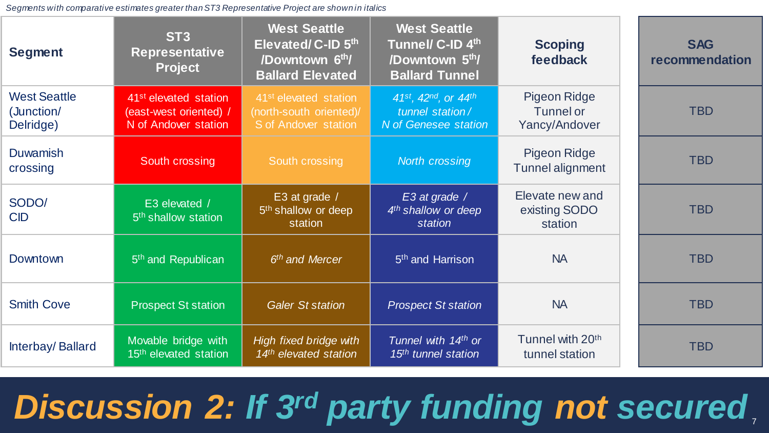*Segments with comparative estimates greater than ST3 Representative Project are shown in italics*

| Segment | ST3 Representative Project | West Seattle Elevated/ C-ID 5th /Downtown 6th/ Ballard Elevated | West Seattle Tunnel/ C-ID 4th /Downtown 5th/ Ballard Tunnel | Scoping feedback | SAG recommendation |
|---|---|---|---|---|---|
| West Seattle (Junction/ Delridge) | 41st elevated station (east-west oriented) / N of Andover station | 41st elevated station (north-south oriented)/ S of Andover station | *41st, 42nd, or 44th tunnel station / N of Genesee station* | Pigeon Ridge Tunnel or Yancy/Andover | TBD |
| Duwamish crossing | South crossing | South crossing | *North crossing* | Pigeon Ridge Tunnel alignment | TBD |
| SODO/ CID | E3 elevated / 5th shallow station | E3 at grade / 5th shallow or deep station | *E3 at grade / 4th shallow or deep station* | Elevate new and existing SODO station | TBD |
| Downtown | 5th and Republican | *6th and Mercer* | 5th and Harrison | NA | TBD |
| Smith Cove | Prospect St station | *Galer St station* | *Prospect St station* | NA | TBD |
| Interbay/ Ballard | Movable bridge with 15th elevated station | *High fixed bridge with 14th elevated station* | *Tunnel with 14th or 15th tunnel station* | Tunnel with 20th tunnel station | TBD |

# Discussion 2: If 3rd party funding not secured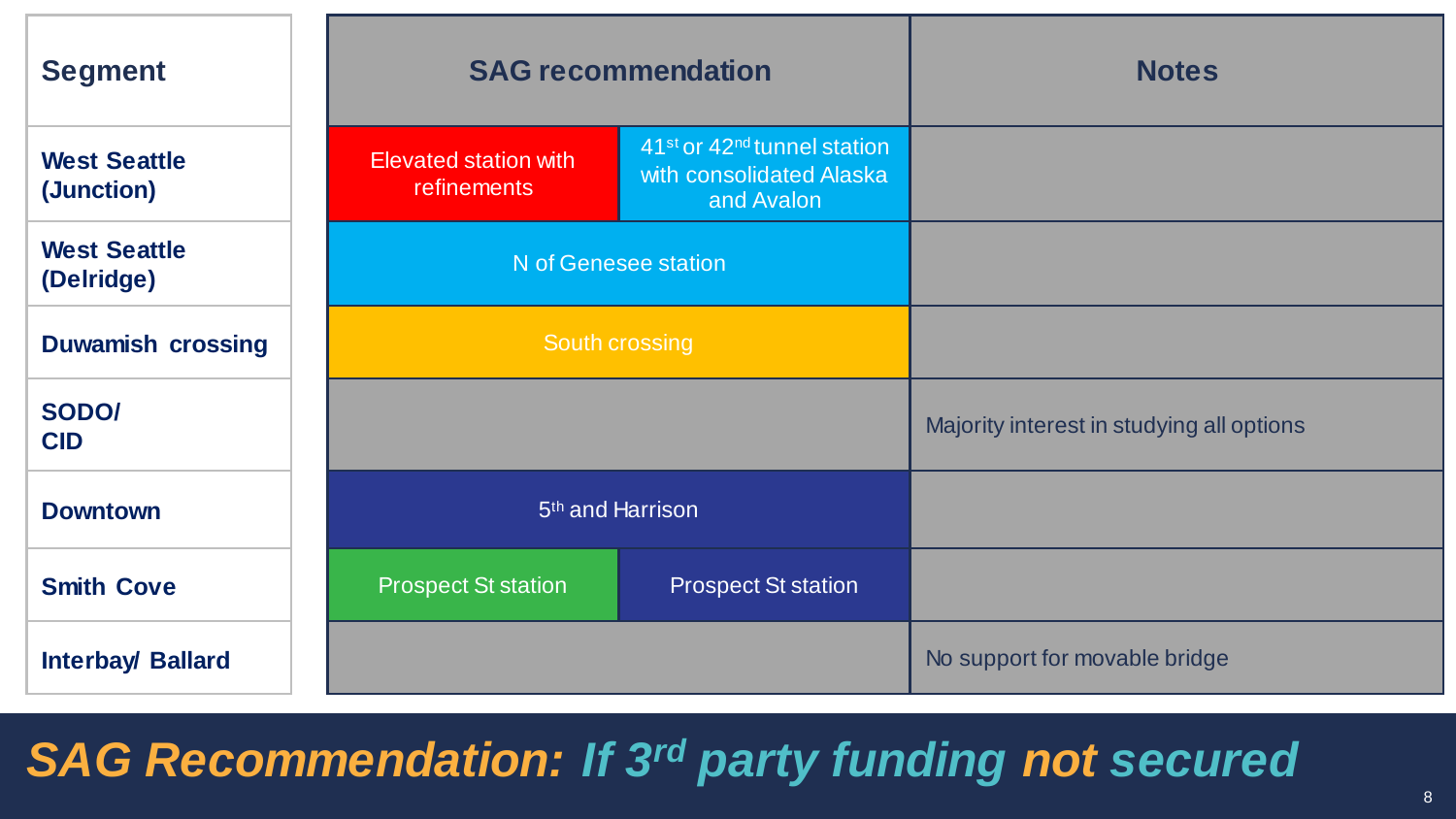## SAG Recommendation: If 3rd party funding not secured

| Segment | SAG recommendation | | Notes |
| --- | --- | --- | --- |
| West Seattle (Junction) | Elevated station with refinements | 41st or 42nd tunnel station with consolidated Alaska and Avalon | |
| West Seattle (Delridge) | N of Genesee station | | |
| Duwamish crossing | South crossing | | |
| SODO/ CID | | | Majority interest in studying all options |
| Downtown | 5th and Harrison | | |
| Smith Cove | Prospect St station | Prospect St station | |
| Interbay/ Ballard | | | No support for movable bridge |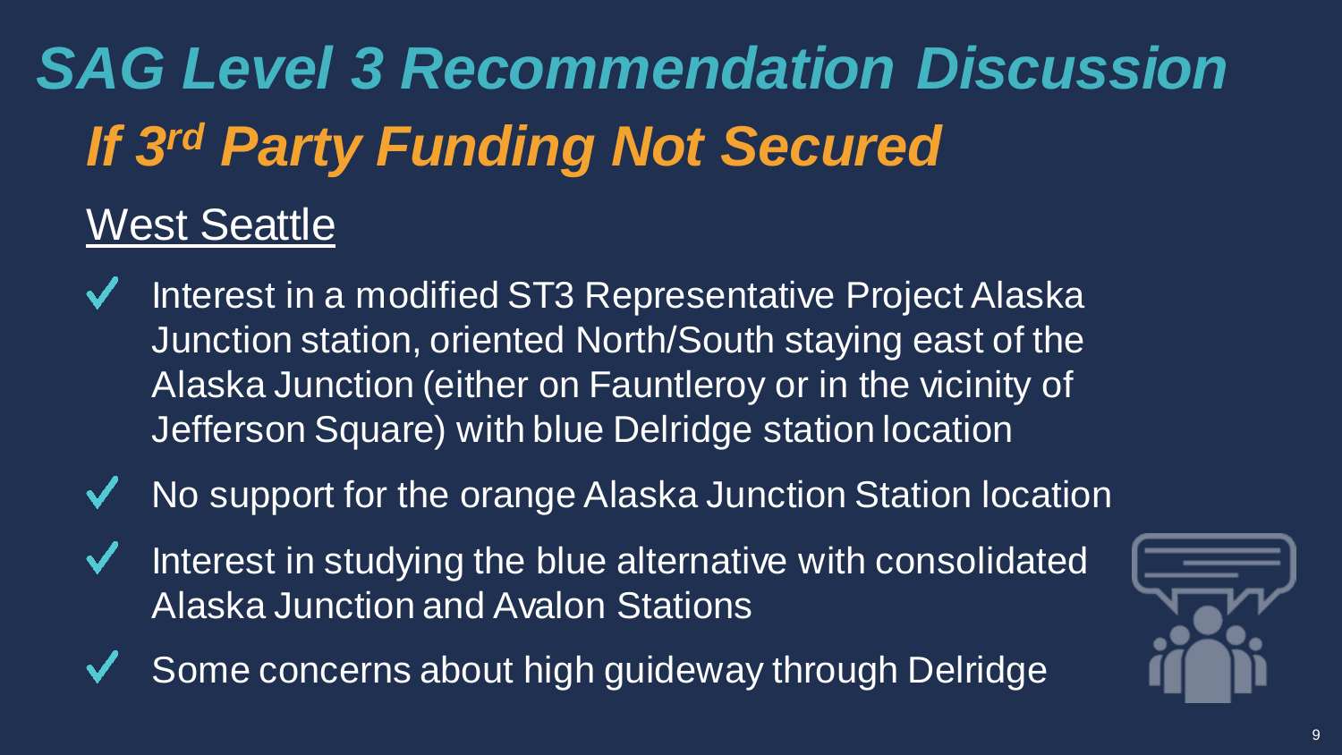# SAG Level 3 Recommendation Discussion

## If 3rd Party Funding Not Secured

### West Seattle

- Interest in a modified ST3 Representative Project Alaska Junction station, oriented North/South staying east of the Alaska Junction (either on Fauntleroy or in the vicinity of Jefferson Square) with blue Delridge station location
- No support for the orange Alaska Junction Station location
- Interest in studying the blue alternative with consolidated Alaska Junction and Avalon Stations
- Some concerns about high guideway through Delridge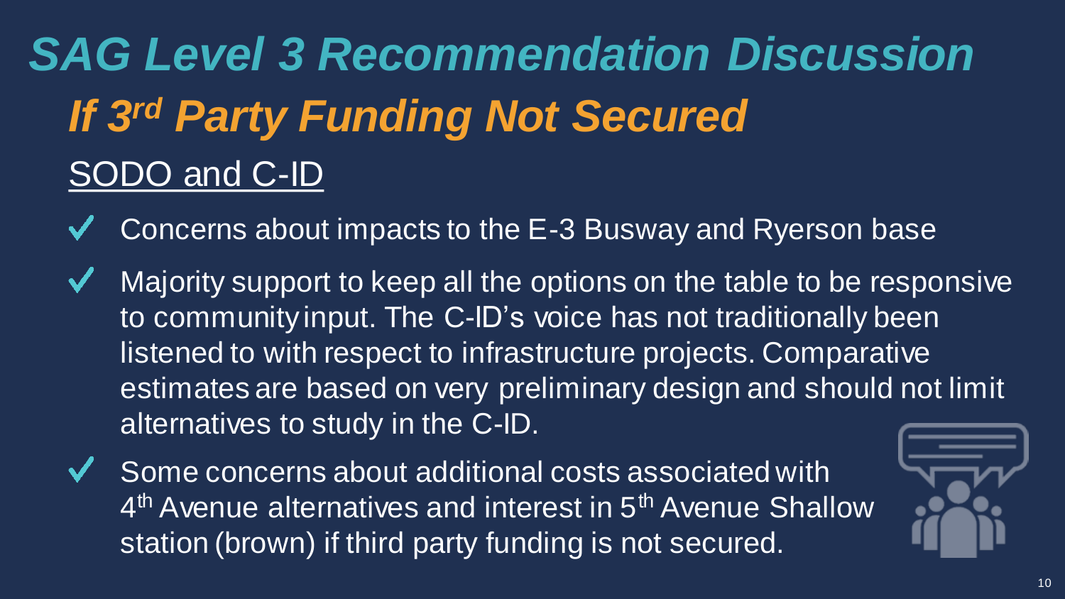# SAG Level 3 Recommendation Discussion

## *If 3rd Party Funding Not Secured*

### SODO and C-ID

- ✓ Concerns about impacts to the E-3 Busway and Ryerson base
- ✓ Majority support to keep all the options on the table to be responsive to community input. The C-ID's voice has not traditionally been listened to with respect to infrastructure projects. Comparative estimates are based on very preliminary design and should not limit alternatives to study in the C-ID.
- ✓ Some concerns about additional costs associated with 4th Avenue alternatives and interest in 5th Avenue Shallow station (brown) if third party funding is not secured.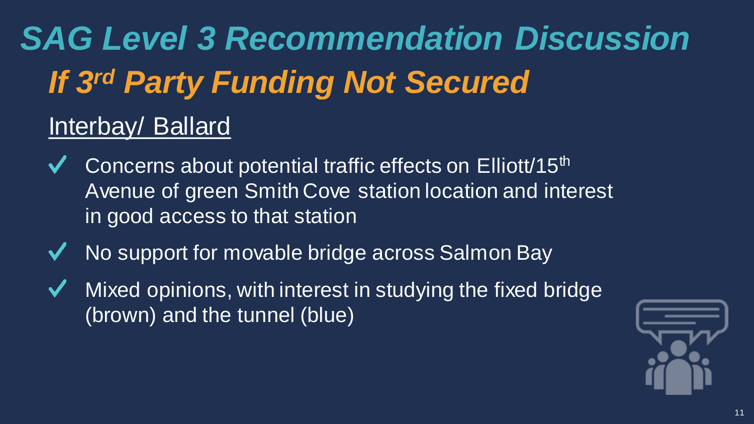# *SAG Level 3 Recommendation Discussion*

## *If 3rd Party Funding Not Secured*

### Interbay/ Ballard

- ✓ Concerns about potential traffic effects on Elliott/15th Avenue of green Smith Cove station location and interest in good access to that station
- ✓ No support for movable bridge across Salmon Bay
- ✓ Mixed opinions, with interest in studying the fixed bridge (brown) and the tunnel (blue)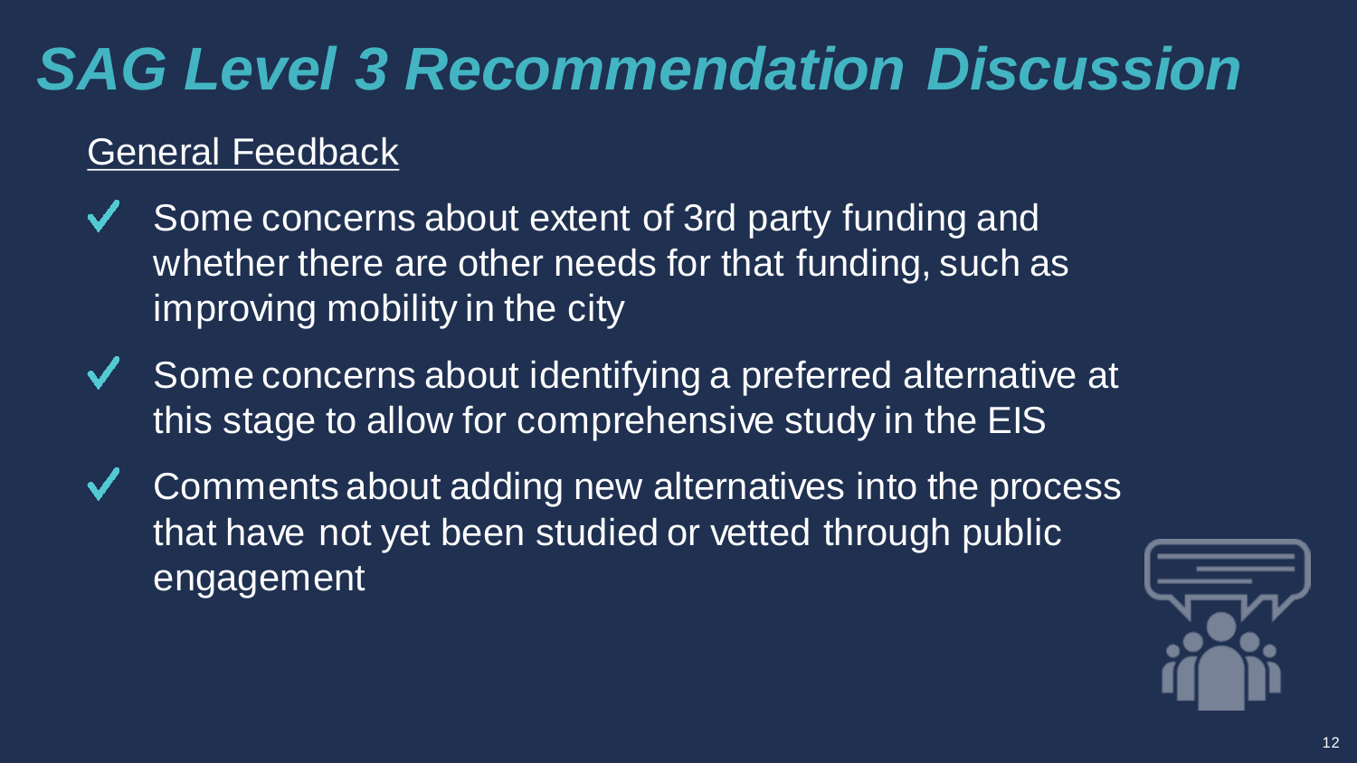# *SAG Level 3 Recommendation Discussion*

General Feedback

- Some concerns about extent of 3rd party funding and whether there are other needs for that funding, such as improving mobility in the city
- Some concerns about identifying a preferred alternative at this stage to allow for comprehensive study in the EIS
- Comments about adding new alternatives into the process that have not yet been studied or vetted through public engagement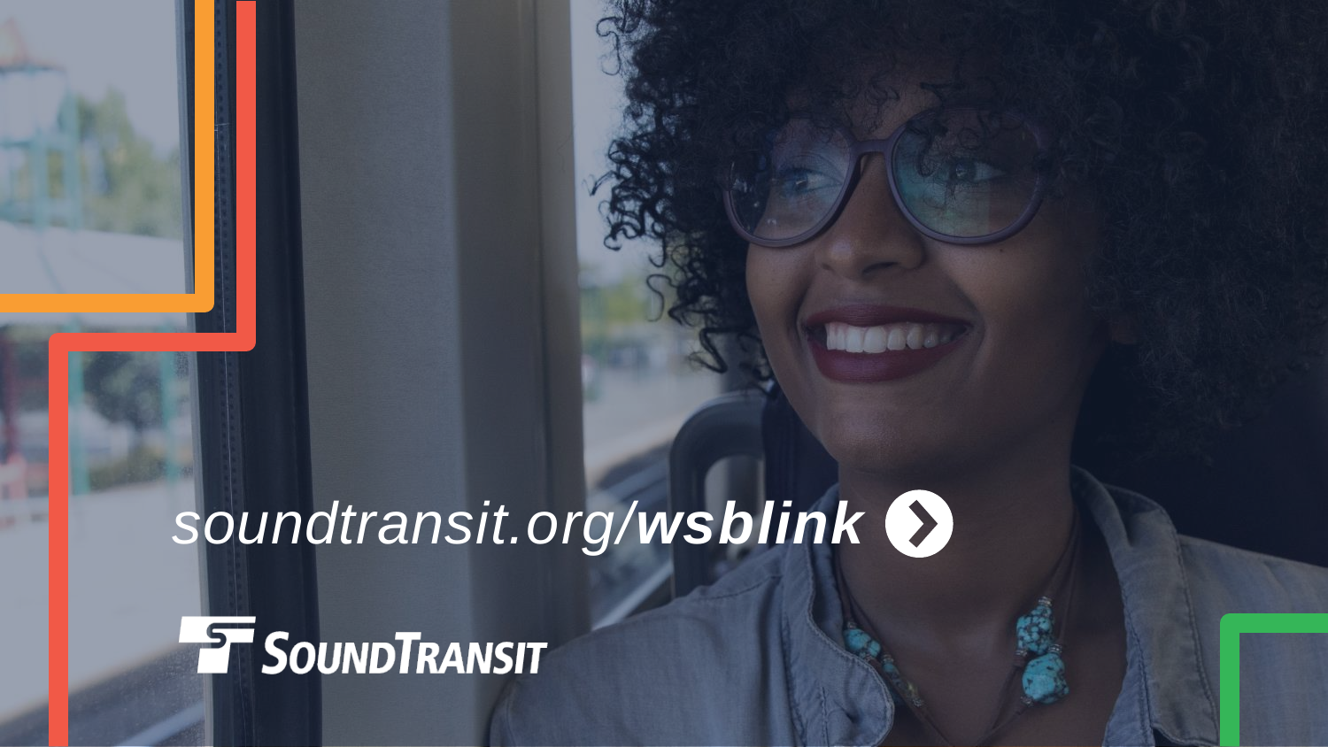*soundtransit.org/**wsblink***

SOUNDTRANSIT